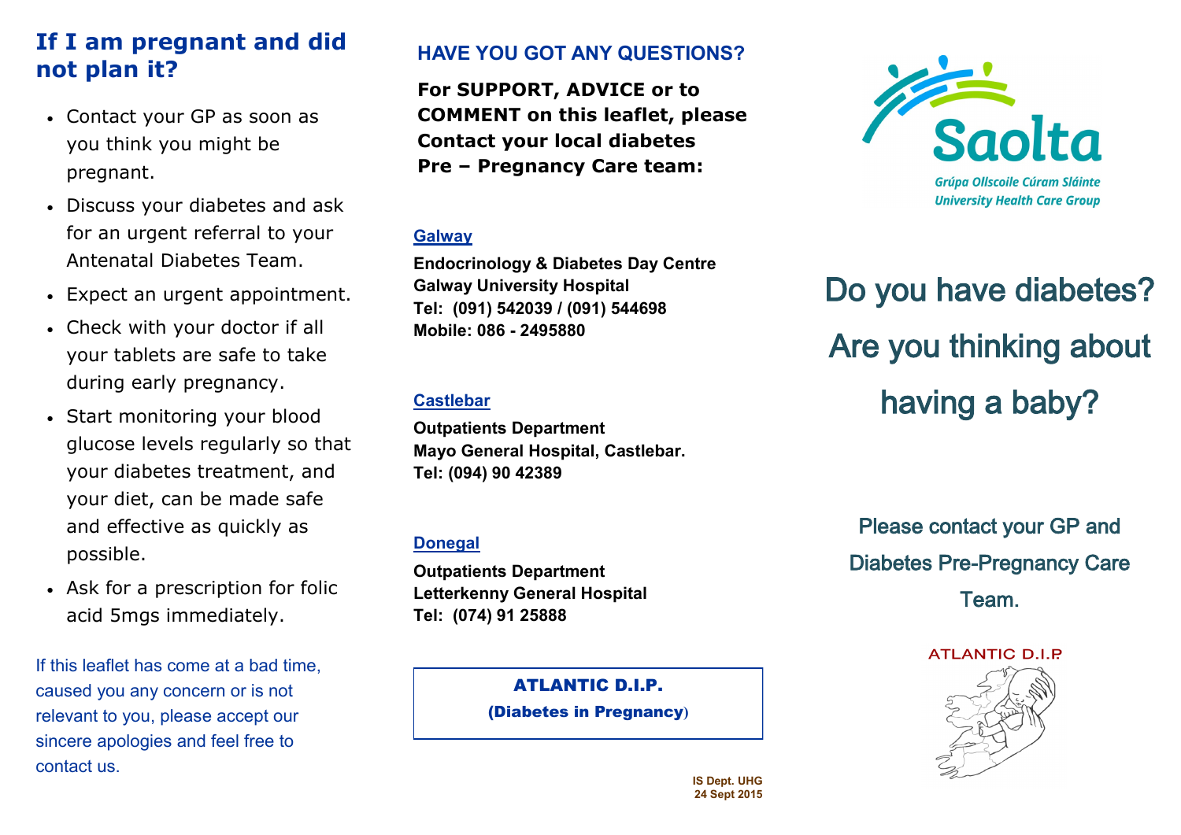## If I am pregnant and did not plan it?

- Contact your GP as soon as you think you might be pregnant.
- Discuss your diabetes and ask for an urgent referral to your Antenatal Diabetes Team.
- Expect an urgent appointment.
- Check with your doctor if all your tablets are safe to take during early pregnancy.
- Start monitoring your blood glucose levels regularly so that your diabetes treatment, and your diet, can be made safe and effective as quickly as possible.
- Ask for a prescription for folic acid 5mgs immediately.

If this leaflet has come at a bad time, caused you any concern or is not relevant to you, please accept our sincere apologies and feel free to contact us.

### HAVE YOU GOT ANY QUESTIONS?

**For SUPPORT, ADVICE or to COMMENT on this leaflet, please Contact your local diabetes Pre – Pregnancy Care team:**

**Galway**

**Endocrinology & Diabetes Day Centre**
**Galway University Hospital**
**Tel: (091) 542039 / (091) 544698**
**Mobile: 086 - 2495880**

**Castlebar**

**Outpatients Department**
**Mayo General Hospital, Castlebar.**
**Tel: (094) 90 42389**

**Donegal**

**Outpatients Department**
**Letterkenny General Hospital**
**Tel: (074) 91 25888**

**ATLANTIC D.I.P.**
**(Diabetes in Pregnancy)**

IS Dept. UHG
24 Sept 2015

Saolta
Grúpa Ollscoile Cúram Sláinte
University Health Care Group

# Do you have diabetes? Are you thinking about having a baby?

Please contact your GP and Diabetes Pre-Pregnancy Care Team.

ATLANTIC D.I.P.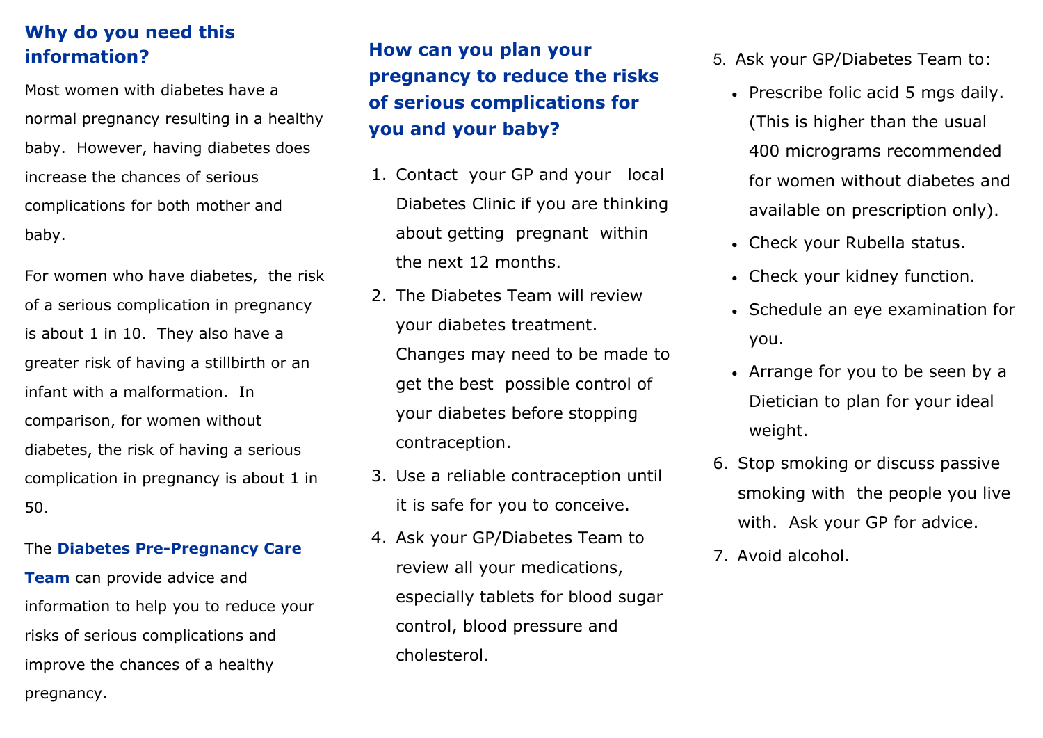## Why do you need this information?

Most women with diabetes have a normal pregnancy resulting in a healthy baby. However, having diabetes does increase the chances of serious complications for both mother and baby.

For women who have diabetes, the risk of a serious complication in pregnancy is about 1 in 10. They also have a greater risk of having a stillbirth or an infant with a malformation. In comparison, for women without diabetes, the risk of having a serious complication in pregnancy is about 1 in 50.

The **Diabetes Pre-Pregnancy Care Team** can provide advice and information to help you to reduce your risks of serious complications and improve the chances of a healthy pregnancy.

## How can you plan your pregnancy to reduce the risks of serious complications for you and your baby?

1. Contact your GP and your local Diabetes Clinic if you are thinking about getting pregnant within the next 12 months.
2. The Diabetes Team will review your diabetes treatment. Changes may need to be made to get the best possible control of your diabetes before stopping contraception.
3. Use a reliable contraception until it is safe for you to conceive.
4. Ask your GP/Diabetes Team to review all your medications, especially tablets for blood sugar control, blood pressure and cholesterol.
5. Ask your GP/Diabetes Team to:
   - Prescribe folic acid 5 mgs daily. (This is higher than the usual 400 micrograms recommended for women without diabetes and available on prescription only).
   - Check your Rubella status.
   - Check your kidney function.
   - Schedule an eye examination for you.
   - Arrange for you to be seen by a Dietician to plan for your ideal weight.
6. Stop smoking or discuss passive smoking with the people you live with. Ask your GP for advice.
7. Avoid alcohol.